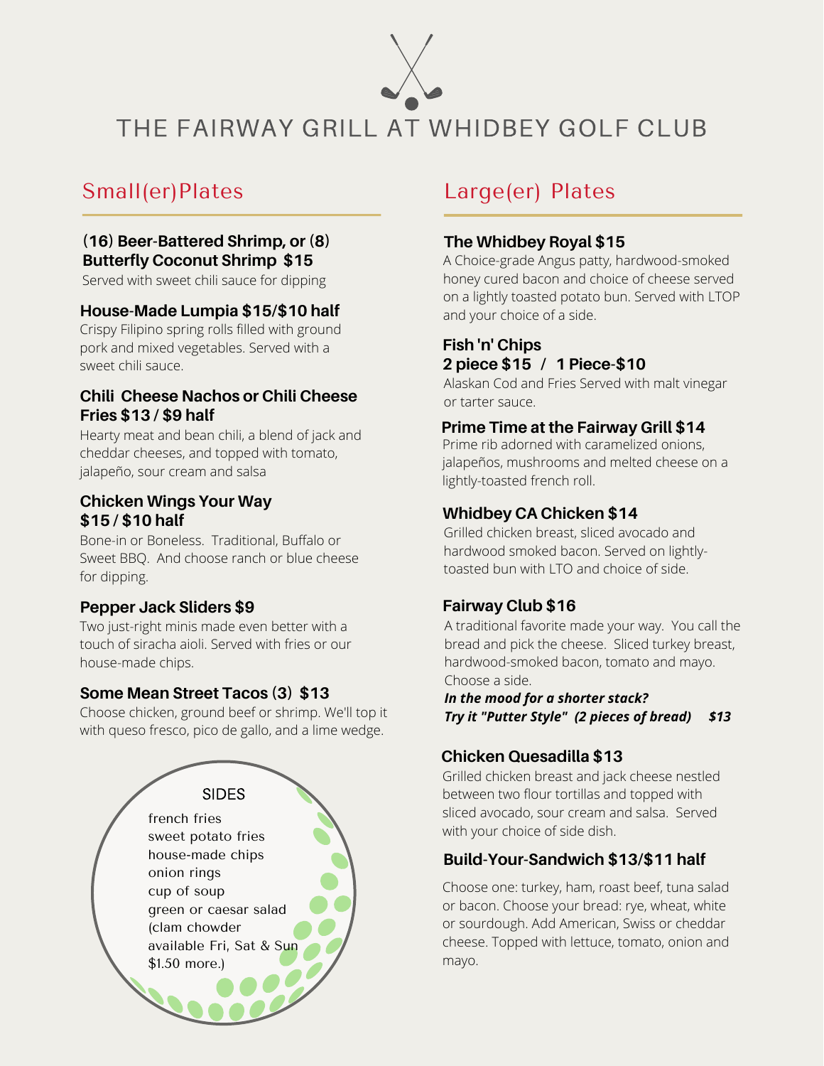# THE FAIRWAY GRILL AT WHIDBEY GOLF CLUB

## Small(er)Plates

**(16) Beer-Battered Shrimp, or (8) Butterfly Coconut Shrimp $15**
Served with sweet chili sauce for dipping

**House-Made Lumpia $15/$10 half**
Crispy Filipino spring rolls filled with ground pork and mixed vegetables. Served with a sweet chili sauce.

**Chili Cheese Nachos or Chili Cheese Fries $13 / $9 half**
Hearty meat and bean chili, a blend of jack and cheddar cheeses, and topped with tomato, jalapeño, sour cream and salsa

**Chicken Wings Your Way $15 / $10 half**
Bone-in or Boneless. Traditional, Buffalo or Sweet BBQ. And choose ranch or blue cheese for dipping.

**Pepper Jack Sliders $9**
Two just-right minis made even better with a touch of siracha aioli. Served with fries or our house-made chips.

**Some Mean Street Tacos (3) $13**
Choose chicken, ground beef or shrimp. We'll top it with queso fresco, pico de gallo, and a lime wedge.

### SIDES

french fries
sweet potato fries
house-made chips
onion rings
cup of soup
green or caesar salad
(clam chowder available Fri, Sat & Sun $1.50 more.)

## Large(er) Plates

**The Whidbey Royal $15**
A Choice-grade Angus patty, hardwood-smoked honey cured bacon and choice of cheese served on a lightly toasted potato bun. Served with LTOP and your choice of a side.

**Fish 'n' Chips**
**2 piece $15 / 1 Piece-$10**
Alaskan Cod and Fries Served with malt vinegar or tarter sauce.

**Prime Time at the Fairway Grill $14**
Prime rib adorned with caramelized onions, jalapeños, mushrooms and melted cheese on a lightly-toasted french roll.

**Whidbey CA Chicken $14**
Grilled chicken breast, sliced avocado and hardwood smoked bacon. Served on lightly-toasted bun with LTO and choice of side.

**Fairway Club $16**
A traditional favorite made your way. You call the bread and pick the cheese. Sliced turkey breast, hardwood-smoked bacon, tomato and mayo. Choose a side.
***In the mood for a shorter stack?***
***Try it "Putter Style" (2 pieces of bread) $13***

**Chicken Quesadilla $13**
Grilled chicken breast and jack cheese nestled between two flour tortillas and topped with sliced avocado, sour cream and salsa. Served with your choice of side dish.

**Build-Your-Sandwich $13/$11 half**
Choose one: turkey, ham, roast beef, tuna salad or bacon. Choose your bread: rye, wheat, white or sourdough. Add American, Swiss or cheddar cheese. Topped with lettuce, tomato, onion and mayo.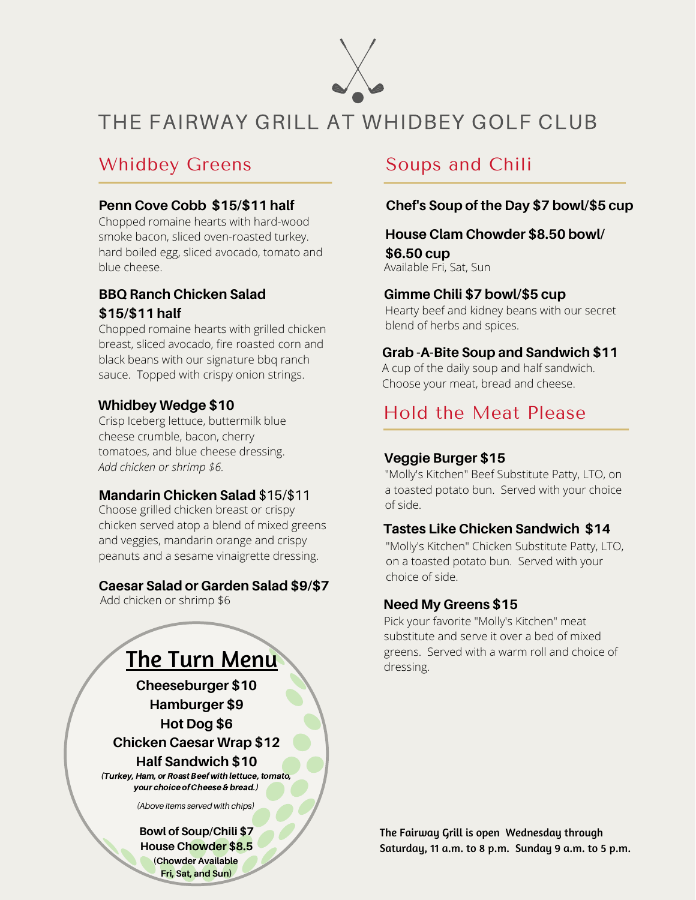# THE FAIRWAY GRILL AT WHIDBEY GOLF CLUB

## Whidbey Greens

**Penn Cove Cobb  $15/$11 half**
Chopped romaine hearts with hard-wood smoke bacon, sliced oven-roasted turkey. hard boiled egg, sliced avocado, tomato and blue cheese.

**BBQ Ranch Chicken Salad $15/$11 half**
Chopped romaine hearts with grilled chicken breast, sliced avocado, fire roasted corn and black beans with our signature bbq ranch sauce.  Topped with crispy onion strings.

**Whidbey Wedge $10**
Crisp Iceberg lettuce, buttermilk blue cheese crumble, bacon, cherry tomatoes, and blue cheese dressing.
*Add chicken or shrimp $6.*

**Mandarin Chicken Salad** $15/$11
Choose grilled chicken breast or crispy chicken served atop a blend of mixed greens and veggies, mandarin orange and crispy peanuts and a sesame vinaigrette dressing.

**Caesar Salad or Garden Salad $9/$7**
Add chicken or shrimp $6

## The Turn Menu

**Cheeseburger $10**
**Hamburger $9**
**Hot Dog $6**
**Chicken Caesar Wrap $12**
**Half Sandwich $10**
***(Turkey, Ham, or Roast Beef with lettuce, tomato, your choice of Cheese & bread.)***

*(Above items served with chips)*

**Bowl of Soup/Chili $7**
**House Chowder $8.5**
**(Chowder Available Fri, Sat, and Sun)**

## Soups and Chili

**Chef's Soup of the Day $7 bowl/$5 cup**

**House Clam Chowder $8.50 bowl/ $6.50 cup**
Available Fri, Sat, Sun

**Gimme Chili $7 bowl/$5 cup**
Hearty beef and kidney beans with our secret blend of herbs and spices.

**Grab -A-Bite Soup and Sandwich $11**
A cup of the daily soup and half sandwich. Choose your meat, bread and cheese.

## Hold the Meat Please

**Veggie Burger $15**
"Molly's Kitchen" Beef Substitute Patty, LTO, on a toasted potato bun.  Served with your choice of side.

**Tastes Like Chicken Sandwich  $14**
"Molly's Kitchen" Chicken Substitute Patty, LTO, on a toasted potato bun.  Served with your choice of side.

**Need My Greens $15**
Pick your favorite "Molly's Kitchen" meat substitute and serve it over a bed of mixed greens.  Served with a warm roll and choice of dressing.

**The Fairway Grill is open  Wednesday through Saturday, 11 a.m. to 8 p.m.  Sunday 9 a.m. to 5 p.m.**